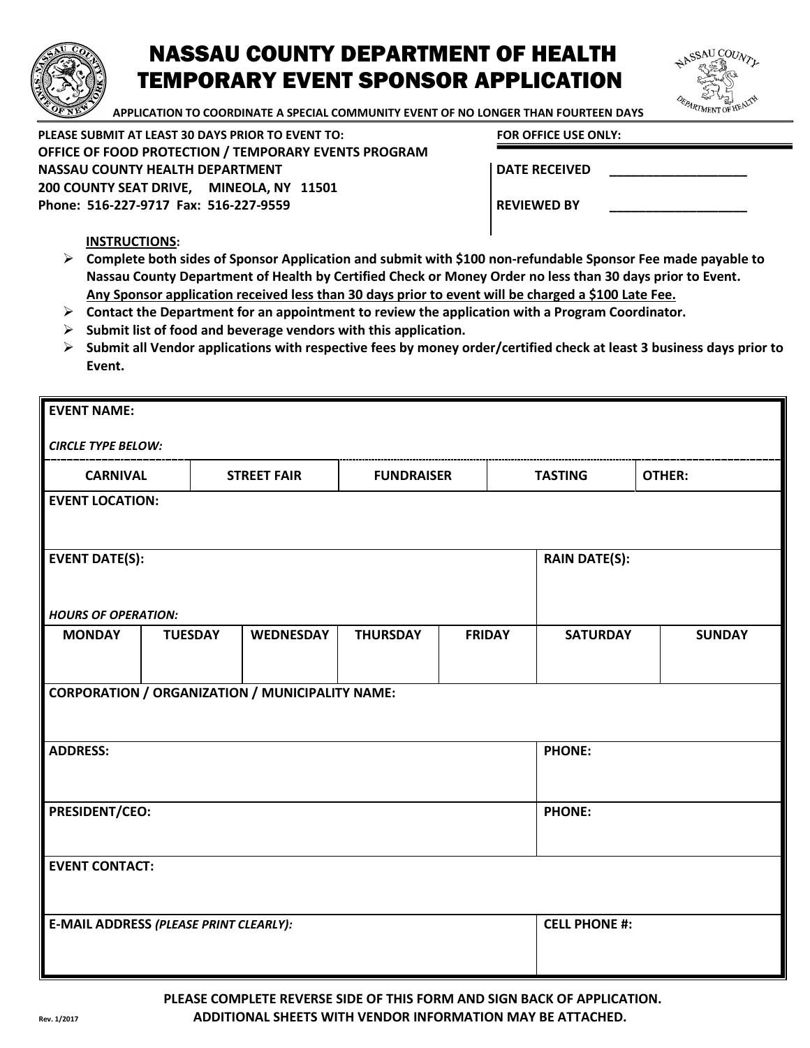# NASSAU COUNTY DEPARTMENT OF HEALTH
# TEMPORARY EVENT SPONSOR APPLICATION

**APPLICATION TO COORDINATE A SPECIAL COMMUNITY EVENT OF NO LONGER THAN FOURTEEN DAYS**

**PLEASE SUBMIT AT LEAST 30 DAYS PRIOR TO EVENT TO:**
**OFFICE OF FOOD PROTECTION / TEMPORARY EVENTS PROGRAM**
**NASSAU COUNTY HEALTH DEPARTMENT**
**200 COUNTY SEAT DRIVE, MINEOLA, NY 11501**
**Phone: 516-227-9717 Fax: 516-227-9559**

**FOR OFFICE USE ONLY:**

**DATE RECEIVED** ____________________

**REVIEWED BY** ____________________

**INSTRUCTIONS:**

- **Complete both sides of Sponsor Application and submit with $100 non-refundable Sponsor Fee made payable to Nassau County Department of Health by Certified Check or Money Order no less than 30 days prior to Event.** **Any Sponsor application received less than 30 days prior to event will be charged a $100 Late Fee.**
- **Contact the Department for an appointment to review the application with a Program Coordinator.**
- **Submit list of food and beverage vendors with this application.**
- **Submit all Vendor applications with respective fees by money order/certified check at least 3 business days prior to Event.**

| **EVENT NAME:** | | | | | | |
|---|---|---|---|---|---|---|
| ***CIRCLE TYPE BELOW:*** | | | | | | |
| **CARNIVAL** | **STREET FAIR** | **FUNDRAISER** | **TASTING** | **OTHER:** | | |
| **EVENT LOCATION:** | | | | | | |
| **EVENT DATE(S):** | | | | | **RAIN DATE(S):** | |
| ***HOURS OF OPERATION:*** | | | | | | |
| **MONDAY** | **TUESDAY** | **WEDNESDAY** | **THURSDAY** | **FRIDAY** | **SATURDAY** | **SUNDAY** |
| | | | | | | |
| **CORPORATION / ORGANIZATION / MUNICIPALITY NAME:** | | | | | | |
| **ADDRESS:** | | | | | **PHONE:** | |
| **PRESIDENT/CEO:** | | | | | **PHONE:** | |
| **EVENT CONTACT:** | | | | | | |
| **E-MAIL ADDRESS** ***(PLEASE PRINT CLEARLY):*** | | | | | **CELL PHONE #:** | |

**PLEASE COMPLETE REVERSE SIDE OF THIS FORM AND SIGN BACK OF APPLICATION.**
**ADDITIONAL SHEETS WITH VENDOR INFORMATION MAY BE ATTACHED.**

Rev. 1/2017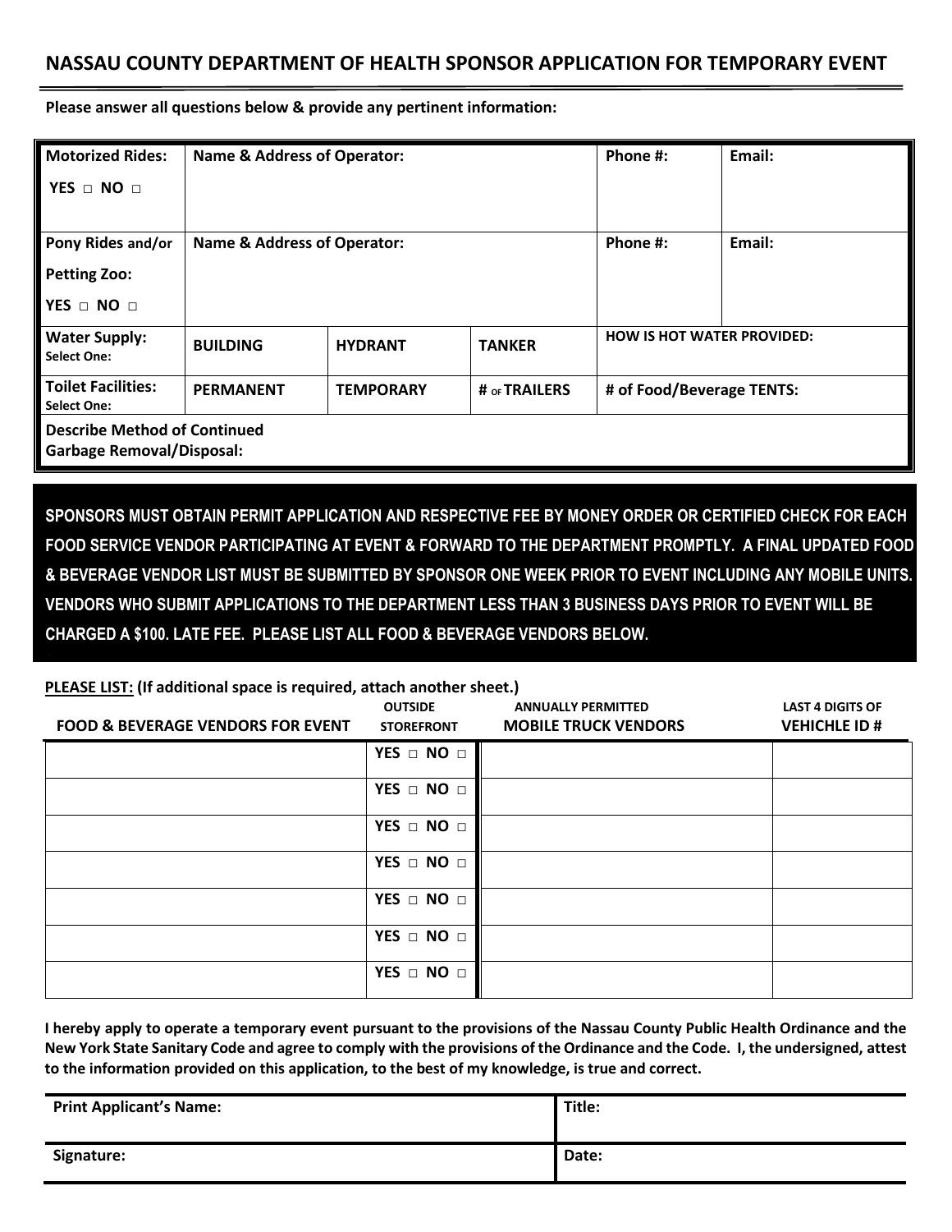## NASSAU COUNTY DEPARTMENT OF HEALTH SPONSOR APPLICATION FOR TEMPORARY EVENT

**Please answer all questions below & provide any pertinent information:**

| | | | | | |
|---|---|---|---|---|---|
| **Motorized Rides:** YES □ NO □ | **Name & Address of Operator:** | | | **Phone #:** | **Email:** |
| **Pony Rides and/or Petting Zoo:** YES □ NO □ | **Name & Address of Operator:** | | | **Phone #:** | **Email:** |
| **Water Supply:** Select One: | **BUILDING** | **HYDRANT** | **TANKER** | **HOW IS HOT WATER PROVIDED:** | |
| **Toilet Facilities:** Select One: | **PERMANENT** | **TEMPORARY** | **# OF TRAILERS** | **# of Food/Beverage TENTS:** | |
| **Describe Method of Continued Garbage Removal/Disposal:** | | | | | |

**SPONSORS MUST OBTAIN PERMIT APPLICATION AND RESPECTIVE FEE BY MONEY ORDER OR CERTIFIED CHECK FOR EACH FOOD SERVICE VENDOR PARTICIPATING AT EVENT & FORWARD TO THE DEPARTMENT PROMPTLY. A FINAL UPDATED FOOD & BEVERAGE VENDOR LIST MUST BE SUBMITTED BY SPONSOR ONE WEEK PRIOR TO EVENT INCLUDING ANY MOBILE UNITS. VENDORS WHO SUBMIT APPLICATIONS TO THE DEPARTMENT LESS THAN 3 BUSINESS DAYS PRIOR TO EVENT WILL BE CHARGED A $100. LATE FEE. PLEASE LIST ALL FOOD & BEVERAGE VENDORS BELOW.**

**PLEASE LIST:** **(If additional space is required, attach another sheet.)**

| FOOD & BEVERAGE VENDORS FOR EVENT | OUTSIDE STOREFRONT | ANNUALLY PERMITTED MOBILE TRUCK VENDORS | LAST 4 DIGITS OF VEHICHLE ID # |
|---|---|---|---|
| | YES □ NO □ | | |
| | YES □ NO □ | | |
| | YES □ NO □ | | |
| | YES □ NO □ | | |
| | YES □ NO □ | | |
| | YES □ NO □ | | |
| | YES □ NO □ | | |

**I hereby apply to operate a temporary event pursuant to the provisions of the Nassau County Public Health Ordinance and the New York State Sanitary Code and agree to comply with the provisions of the Ordinance and the Code. I, the undersigned, attest to the information provided on this application, to the best of my knowledge, is true and correct.**

| | |
|---|---|
| **Print Applicant's Name:** | **Title:** |
| **Signature:** | **Date:** |